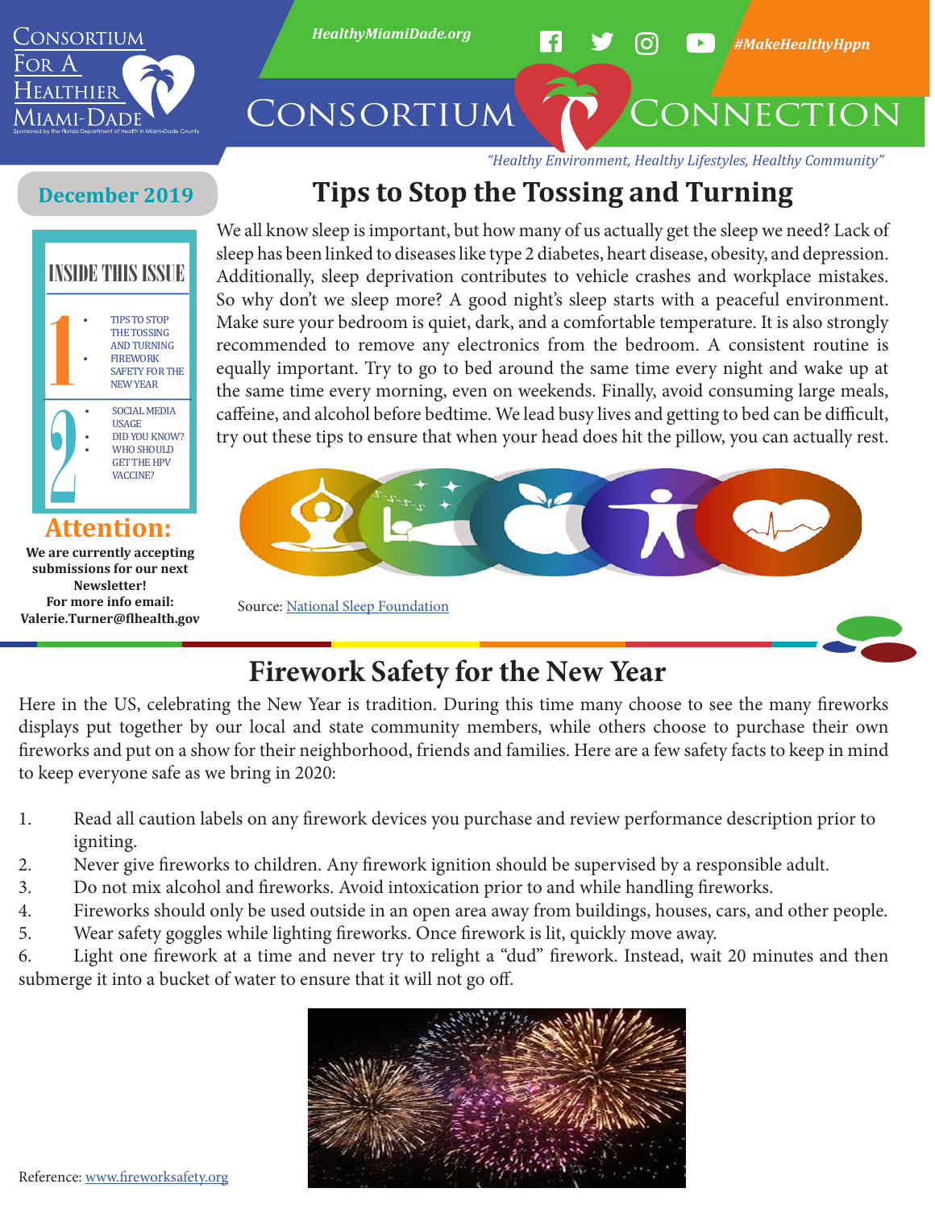# Consortium For A Healthier Miami-Dade

Sponsored by the Florida Department of Health in Miami-Dade County

HealthyMiamiDade.org

#MakeHealthyHppn

# Consortium Connection

*"Healthy Environment, Healthy Lifestyles, Healthy Community"*

**December 2019**

## INSIDE THIS ISSUE

**1**
- TIPS TO STOP THE TOSSING AND TURNING
- FIREWORK SAFETY FOR THE NEW YEAR

**2**
- SOCIAL MEDIA USAGE
- DID YOU KNOW?
- WHO SHOULD GET THE HPV VACCINE?

**Attention:**

**We are currently accepting submissions for our next Newsletter!**
**For more info email: Valerie.Turner@flhealth.gov**

## Tips to Stop the Tossing and Turning

We all know sleep is important, but how many of us actually get the sleep we need? Lack of sleep has been linked to diseases like type 2 diabetes, heart disease, obesity, and depression. Additionally, sleep deprivation contributes to vehicle crashes and workplace mistakes. So why don't we sleep more? A good night's sleep starts with a peaceful environment. Make sure your bedroom is quiet, dark, and a comfortable temperature. It is also strongly recommended to remove any electronics from the bedroom. A consistent routine is equally important. Try to go to bed around the same time every night and wake up at the same time every morning, even on weekends. Finally, avoid consuming large meals, caffeine, and alcohol before bedtime. We lead busy lives and getting to bed can be difficult, try out these tips to ensure that when your head does hit the pillow, you can actually rest.

Source: [National Sleep Foundation]

## Firework Safety for the New Year

Here in the US, celebrating the New Year is tradition. During this time many choose to see the many fireworks displays put together by our local and state community members, while others choose to purchase their own fireworks and put on a show for their neighborhood, friends and families. Here are a few safety facts to keep in mind to keep everyone safe as we bring in 2020:

1. Read all caution labels on any firework devices you purchase and review performance description prior to igniting.
2. Never give fireworks to children. Any firework ignition should be supervised by a responsible adult.
3. Do not mix alcohol and fireworks. Avoid intoxication prior to and while handling fireworks.
4. Fireworks should only be used outside in an open area away from buildings, houses, cars, and other people.
5. Wear safety goggles while lighting fireworks. Once firework is lit, quickly move away.
6. Light one firework at a time and never try to relight a "dud" firework. Instead, wait 20 minutes and then submerge it into a bucket of water to ensure that it will not go off.

Reference: www.fireworksafety.org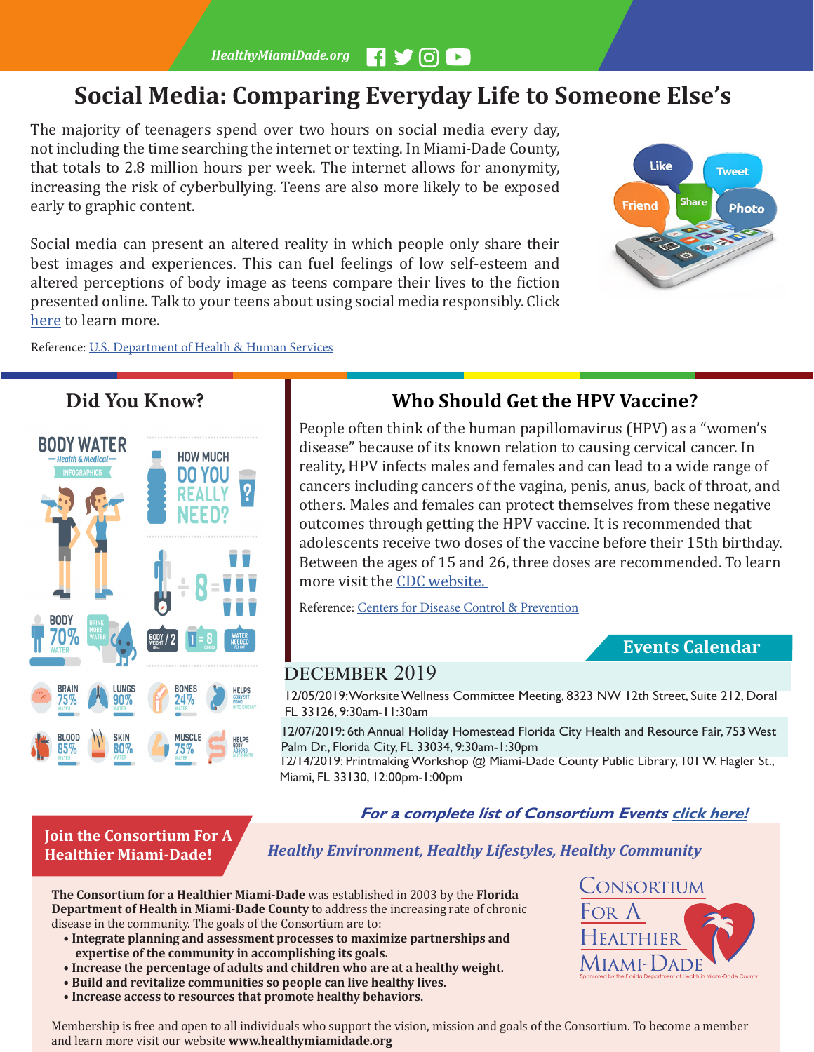HealthyMiamiDade.org

# Social Media: Comparing Everyday Life to Someone Else's

The majority of teenagers spend over two hours on social media every day, not including the time searching the internet or texting. In Miami-Dade County, that totals to 2.8 million hours per week. The internet allows for anonymity, increasing the risk of cyberbullying. Teens are also more likely to be exposed early to graphic content.

Social media can present an altered reality in which people only share their best images and experiences. This can fuel feelings of low self-esteem and altered perceptions of body image as teens compare their lives to the fiction presented online. Talk to your teens about using social media responsibly. Click here to learn more.

Reference: U.S. Department of Health & Human Services

## Did You Know?

BODY WATER
— Health & Medical —
INFOGRAPHICS

HOW MUCH DO YOU REALLY NEED?

÷ 8 =

BODY 70% WATER

DRINK MORE WATER

BODY WEIGHT (lbs) / 2

1 = 8 OUNCES

WATER NEEDED PER DAY

BRAIN 75% WATER

LUNGS 90% WATER

BONES 24% WATER

HELPS CONVERT FOOD INTO ENERGY

BLOOD 85% WATER

SKIN 80% WATER

MUSCLE 75% WATER

HELPS BODY ABSORB NUTRIENTS

## Who Should Get the HPV Vaccine?

People often think of the human papillomavirus (HPV) as a "women's disease" because of its known relation to causing cervical cancer. In reality, HPV infects males and females and can lead to a wide range of cancers including cancers of the vagina, penis, anus, back of throat, and others. Males and females can protect themselves from these negative outcomes through getting the HPV vaccine. It is recommended that adolescents receive two doses of the vaccine before their 15th birthday. Between the ages of 15 and 26, three doses are recommended. To learn more visit the CDC website.

Reference: Centers for Disease Control & Prevention

## Events Calendar

### DECEMBER 2019

12/05/2019: Worksite Wellness Committee Meeting, 8323 NW 12th Street, Suite 212, Doral FL 33126, 9:30am-11:30am

12/07/2019: 6th Annual Holiday Homestead Florida City Health and Resource Fair, 753 West Palm Dr., Florida City, FL 33034, 9:30am-1:30pm

12/14/2019: Printmaking Workshop @ Miami-Dade County Public Library, 101 W. Flagler St., Miami, FL 33130, 12:00pm-1:00pm

***For a complete list of Consortium Events click here!***

## Join the Consortium For A Healthier Miami-Dade!

***Healthy Environment, Healthy Lifestyles, Healthy Community***

**The Consortium for a Healthier Miami-Dade** was established in 2003 by the **Florida Department of Health in Miami-Dade County** to address the increasing rate of chronic disease in the community. The goals of the Consortium are to:

- **Integrate planning and assessment processes to maximize partnerships and expertise of the community in accomplishing its goals.**
- **Increase the percentage of adults and children who are at a healthy weight.**
- **Build and revitalize communities so people can live healthy lives.**
- **Increase access to resources that promote healthy behaviors.**

CONSORTIUM FOR A HEALTHIER MIAMI-DADE
Sponsored by the Florida Department of Health in Miami-Dade County

Membership is free and open to all individuals who support the vision, mission and goals of the Consortium. To become a member and learn more visit our website **www.healthymiamidade.org**